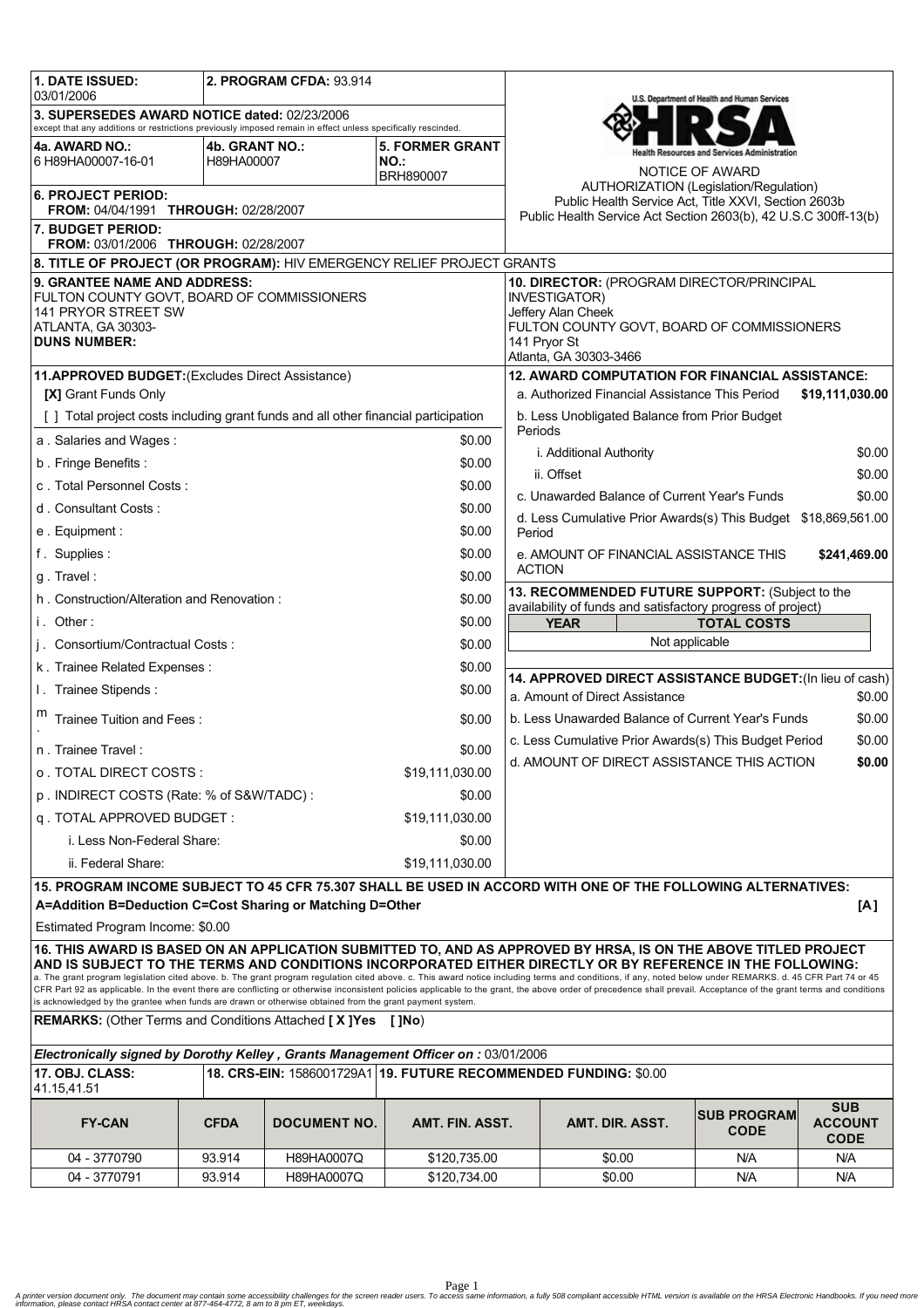**1. DATE ISSUED:** 03/01/2006

**2. PROGRAM CFDA:** 93.914

**3. SUPERSEDES AWARD NOTICE dated:** 02/23/2006
except that any additions or restrictions previously imposed remain in effect unless specifically rescinded.

**4a. AWARD NO.:** 6 H89HA00007-16-01

**4b. GRANT NO.:** H89HA00007

**5. FORMER GRANT NO.:** BRH890007

**6. PROJECT PERIOD:**
**FROM:** 04/04/1991 **THROUGH:** 02/28/2007

**7. BUDGET PERIOD:**
**FROM:** 03/01/2006 **THROUGH:** 02/28/2007

U.S. Department of Health and Human Services
HRSA
Health Resources and Services Administration

NOTICE OF AWARD

AUTHORIZATION (Legislation/Regulation)
Public Health Service Act, Title XXVI, Section 2603b
Public Health Service Act Section 2603(b), 42 U.S.C 300ff-13(b)

**8. TITLE OF PROJECT (OR PROGRAM):** HIV EMERGENCY RELIEF PROJECT GRANTS

**9. GRANTEE NAME AND ADDRESS:**
FULTON COUNTY GOVT, BOARD OF COMMISSIONERS
141 PRYOR STREET SW
ATLANTA, GA 30303-
**DUNS NUMBER:**

**10. DIRECTOR:** (PROGRAM DIRECTOR/PRINCIPAL INVESTIGATOR)
Jeffery Alan Cheek
FULTON COUNTY GOVT, BOARD OF COMMISSIONERS
141 Pryor St
Atlanta, GA 30303-3466

**11. APPROVED BUDGET:** (Excludes Direct Assistance)

**[X]** Grant Funds Only

[ ] Total project costs including grant funds and all other financial participation

| Item | Amount |
|---|---|
| a . Salaries and Wages : | $0.00 |
| b . Fringe Benefits : | $0.00 |
| c . Total Personnel Costs : | $0.00 |
| d . Consultant Costs : | $0.00 |
| e . Equipment : | $0.00 |
| f . Supplies : | $0.00 |
| g . Travel : | $0.00 |
| h . Construction/Alteration and Renovation : | $0.00 |
| i . Other : | $0.00 |
| j . Consortium/Contractual Costs : | $0.00 |
| k . Trainee Related Expenses : | $0.00 |
| l . Trainee Stipends : | $0.00 |
| m . Trainee Tuition and Fees : | $0.00 |
| n . Trainee Travel : | $0.00 |
| o . TOTAL DIRECT COSTS : | $19,111,030.00 |
| p . INDIRECT COSTS (Rate: % of S&W/TADC) : | $0.00 |
| q . TOTAL APPROVED BUDGET : | $19,111,030.00 |
| i. Less Non-Federal Share: | $0.00 |
| ii. Federal Share: | $19,111,030.00 |

**12. AWARD COMPUTATION FOR FINANCIAL ASSISTANCE:**

| Item | Amount |
|---|---|
| a. Authorized Financial Assistance This Period | **$19,111,030.00** |
| b. Less Unobligated Balance from Prior Budget Periods | |
| i. Additional Authority | $0.00 |
| ii. Offset | $0.00 |
| c. Unawarded Balance of Current Year's Funds | $0.00 |
| d. Less Cumulative Prior Awards(s) This Budget Period | $18,869,561.00 |
| e. AMOUNT OF FINANCIAL ASSISTANCE THIS ACTION | **$241,469.00** |

**13. RECOMMENDED FUTURE SUPPORT:** (Subject to the availability of funds and satisfactory progress of project)

| YEAR | TOTAL COSTS |
|---|---|
| Not applicable | |

**14. APPROVED DIRECT ASSISTANCE BUDGET:** (In lieu of cash)

| Item | Amount |
|---|---|
| a. Amount of Direct Assistance | $0.00 |
| b. Less Unawarded Balance of Current Year's Funds | $0.00 |
| c. Less Cumulative Prior Awards(s) This Budget Period | $0.00 |
| d. AMOUNT OF DIRECT ASSISTANCE THIS ACTION | **$0.00** |

**15. PROGRAM INCOME SUBJECT TO 45 CFR 75.307 SHALL BE USED IN ACCORD WITH ONE OF THE FOLLOWING ALTERNATIVES:**
**A=Addition B=Deduction C=Cost Sharing or Matching D=Other** **[A]**

Estimated Program Income: $0.00

**16. THIS AWARD IS BASED ON AN APPLICATION SUBMITTED TO, AND AS APPROVED BY HRSA, IS ON THE ABOVE TITLED PROJECT AND IS SUBJECT TO THE TERMS AND CONDITIONS INCORPORATED EITHER DIRECTLY OR BY REFERENCE IN THE FOLLOWING:**
a. The grant program legislation cited above. b. The grant program regulation cited above. c. This award notice including terms and conditions, if any, noted below under REMARKS. d. 45 CFR Part 74 or 45 CFR Part 92 as applicable. In the event there are conflicting or otherwise inconsistent policies applicable to the grant, the above order of precedence shall prevail. Acceptance of the grant terms and conditions is acknowledged by the grantee when funds are drawn or otherwise obtained from the grant payment system.

**REMARKS:** (Other Terms and Conditions Attached **[ X ]Yes [ ]No**)

***Electronically signed by Dorothy Kelley , Grants Management Officer on :*** 03/01/2006

**17. OBJ. CLASS:** 41.15,41.51

**18. CRS-EIN:** 1586001729A1

**19. FUTURE RECOMMENDED FUNDING:** $0.00

| FY-CAN | CFDA | DOCUMENT NO. | AMT. FIN. ASST. | AMT. DIR. ASST. | SUB PROGRAM CODE | SUB ACCOUNT CODE |
|---|---|---|---|---|---|---|
| 04 - 3770790 | 93.914 | H89HA0007Q | $120,735.00 | $0.00 | N/A | N/A |
| 04 - 3770791 | 93.914 | H89HA0007Q | $120,734.00 | $0.00 | N/A | N/A |

*A printer version document only. The document may contain some accessibility challenges for the screen reader users. To access same information, a fully 508 compliant accessible HTML version is available on the HRSA Electronic Handbooks. If you need more information, please contact HRSA contact center at 877-464-4772, 8 am to 8 pm ET, weekdays.*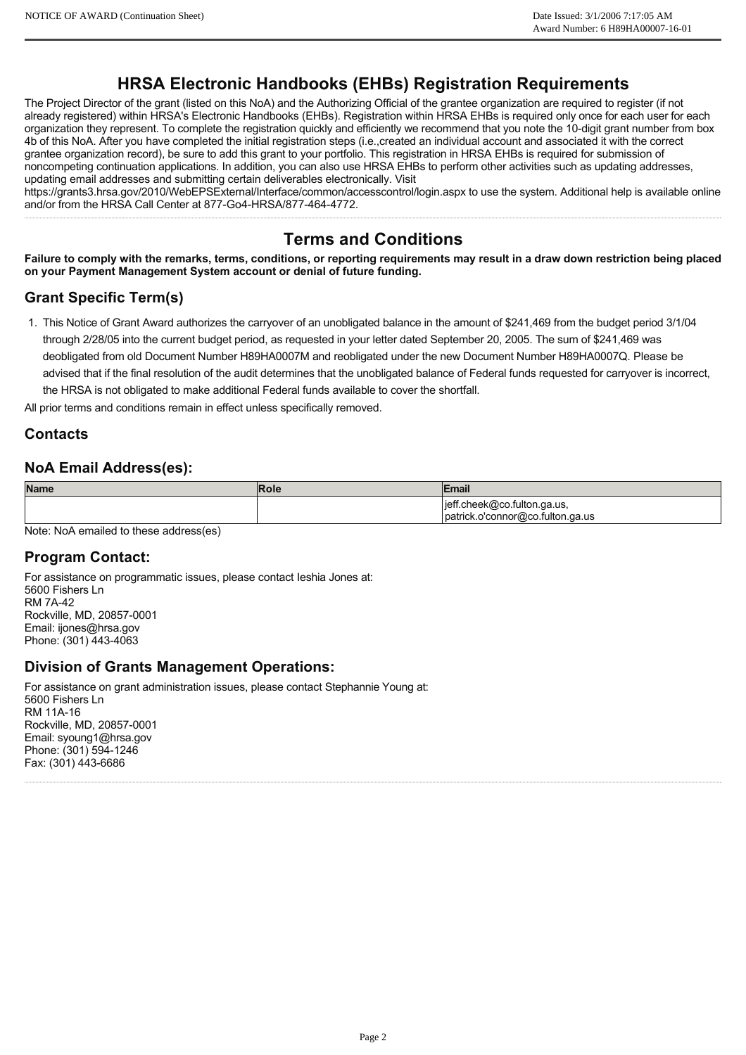## HRSA Electronic Handbooks (EHBs) Registration Requirements

The Project Director of the grant (listed on this NoA) and the Authorizing Official of the grantee organization are required to register (if not already registered) within HRSA's Electronic Handbooks (EHBs). Registration within HRSA EHBs is required only once for each user for each organization they represent. To complete the registration quickly and efficiently we recommend that you note the 10-digit grant number from box 4b of this NoA. After you have completed the initial registration steps (i.e.,created an individual account and associated it with the correct grantee organization record), be sure to add this grant to your portfolio. This registration in HRSA EHBs is required for submission of noncompeting continuation applications. In addition, you can also use HRSA EHBs to perform other activities such as updating addresses, updating email addresses and submitting certain deliverables electronically. Visit https://grants3.hrsa.gov/2010/WebEPSExternal/Interface/common/accesscontrol/login.aspx to use the system. Additional help is available online and/or from the HRSA Call Center at 877-Go4-HRSA/877-464-4772.

## Terms and Conditions

**Failure to comply with the remarks, terms, conditions, or reporting requirements may result in a draw down restriction being placed on your Payment Management System account or denial of future funding.**

### Grant Specific Term(s)

1. This Notice of Grant Award authorizes the carryover of an unobligated balance in the amount of $241,469 from the budget period 3/1/04 through 2/28/05 into the current budget period, as requested in your letter dated September 20, 2005. The sum of $241,469 was deobligated from old Document Number H89HA0007M and reobligated under the new Document Number H89HA0007Q. Please be advised that if the final resolution of the audit determines that the unobligated balance of Federal funds requested for carryover is incorrect, the HRSA is not obligated to make additional Federal funds available to cover the shortfall.

All prior terms and conditions remain in effect unless specifically removed.

### Contacts

### NoA Email Address(es):

| Name | Role | Email |
|---|---|---|
| | | jeff.cheek@co.fulton.ga.us, patrick.o'connor@co.fulton.ga.us |

Note: NoA emailed to these address(es)

### Program Contact:

For assistance on programmatic issues, please contact Ieshia Jones at:
5600 Fishers Ln
RM 7A-42
Rockville, MD, 20857-0001
Email: ijones@hrsa.gov
Phone: (301) 443-4063

### Division of Grants Management Operations:

For assistance on grant administration issues, please contact Stephannie Young at:
5600 Fishers Ln
RM 11A-16
Rockville, MD, 20857-0001
Email: syoung1@hrsa.gov
Phone: (301) 594-1246
Fax: (301) 443-6686